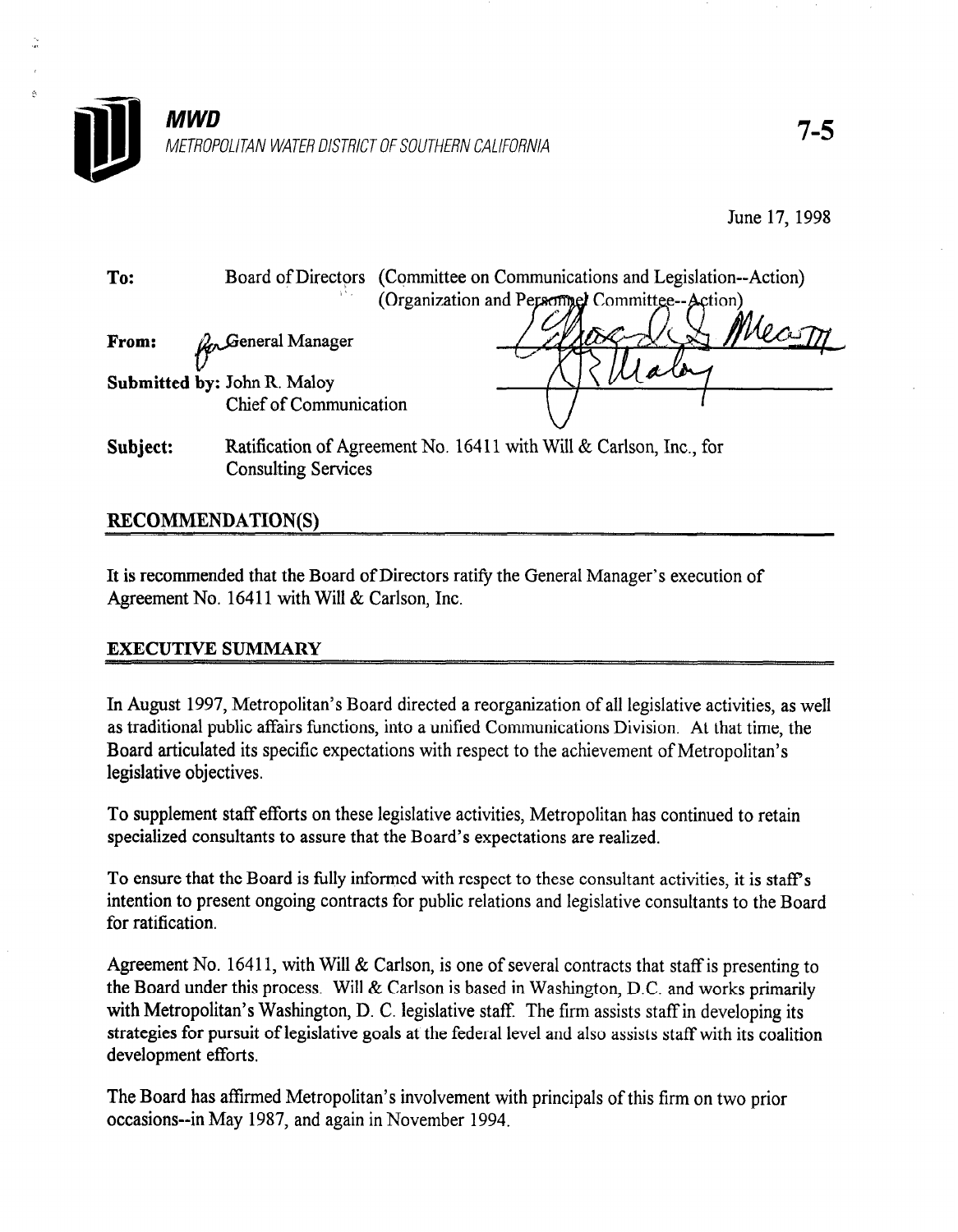**MWD**

*METROPOLITAN WATER DISTRICT OF SOUTHERN CALIFORNIA*

7-5

June 17, 1998

**To:** Board of Directors (Committee on Communications and Legislation--Action) (Organization and Personnel Committee--Action)

**From:** General Manager

**Submitted by:** John R. Maloy
Chief of Communication

**Subject:** Ratification of Agreement No. 16411 with Will & Carlson, Inc., for Consulting Services

## RECOMMENDATION(S)

It is recommended that the Board of Directors ratify the General Manager's execution of Agreement No. 16411 with Will & Carlson, Inc.

## EXECUTIVE SUMMARY

In August 1997, Metropolitan's Board directed a reorganization of all legislative activities, as well as traditional public affairs functions, into a unified Communications Division. At that time, the Board articulated its specific expectations with respect to the achievement of Metropolitan's legislative objectives.

To supplement staff efforts on these legislative activities, Metropolitan has continued to retain specialized consultants to assure that the Board's expectations are realized.

To ensure that the Board is fully informed with respect to these consultant activities, it is staff's intention to present ongoing contracts for public relations and legislative consultants to the Board for ratification.

Agreement No. 16411, with Will & Carlson, is one of several contracts that staff is presenting to the Board under this process. Will & Carlson is based in Washington, D.C. and works primarily with Metropolitan's Washington, D. C. legislative staff. The firm assists staff in developing its strategies for pursuit of legislative goals at the federal level and also assists staff with its coalition development efforts.

The Board has affirmed Metropolitan's involvement with principals of this firm on two prior occasions--in May 1987, and again in November 1994.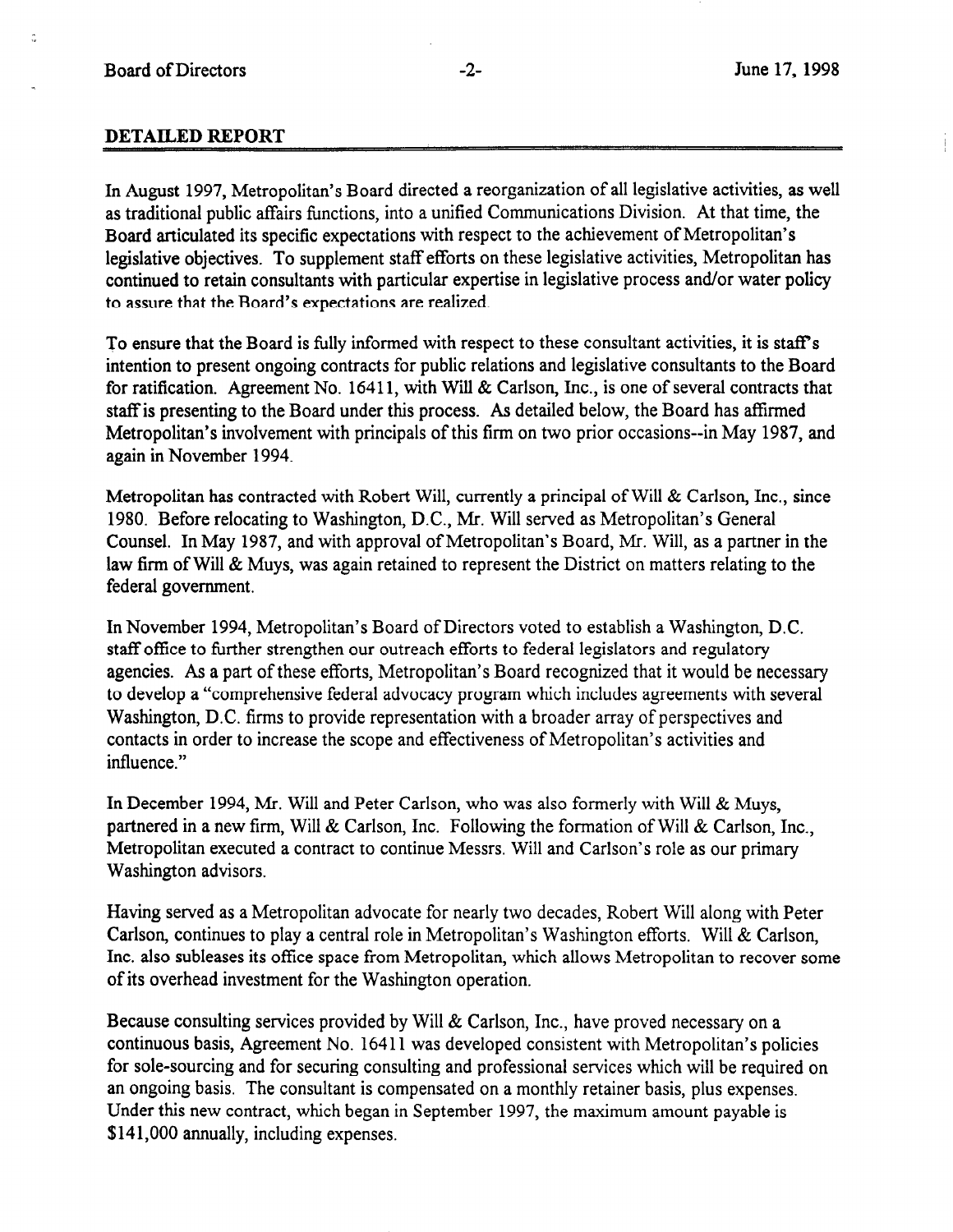## DETAILED REPORT

In August 1997, Metropolitan's Board directed a reorganization of all legislative activities, as well as traditional public affairs functions, into a unified Communications Division. At that time, the Board articulated its specific expectations with respect to the achievement of Metropolitan's legislative objectives. To supplement staff efforts on these legislative activities, Metropolitan has continued to retain consultants with particular expertise in legislative process and/or water policy to assure that the Board's expectations are realized.

To ensure that the Board is fully informed with respect to these consultant activities, it is staff's intention to present ongoing contracts for public relations and legislative consultants to the Board for ratification. Agreement No. 16411, with Will & Carlson, Inc., is one of several contracts that staff is presenting to the Board under this process. As detailed below, the Board has affirmed Metropolitan's involvement with principals of this firm on two prior occasions--in May 1987, and again in November 1994.

Metropolitan has contracted with Robert Will, currently a principal of Will & Carlson, Inc., since 1980. Before relocating to Washington, D.C., Mr. Will served as Metropolitan's General Counsel. In May 1987, and with approval of Metropolitan's Board, Mr. Will, as a partner in the law firm of Will & Muys, was again retained to represent the District on matters relating to the federal government.

In November 1994, Metropolitan's Board of Directors voted to establish a Washington, D.C. staff office to further strengthen our outreach efforts to federal legislators and regulatory agencies. As a part of these efforts, Metropolitan's Board recognized that it would be necessary to develop a "comprehensive federal advocacy program which includes agreements with several Washington, D.C. firms to provide representation with a broader array of perspectives and contacts in order to increase the scope and effectiveness of Metropolitan's activities and influence."

In December 1994, Mr. Will and Peter Carlson, who was also formerly with Will & Muys, partnered in a new firm, Will & Carlson, Inc. Following the formation of Will & Carlson, Inc., Metropolitan executed a contract to continue Messrs. Will and Carlson's role as our primary Washington advisors.

Having served as a Metropolitan advocate for nearly two decades, Robert Will along with Peter Carlson, continues to play a central role in Metropolitan's Washington efforts. Will & Carlson, Inc. also subleases its office space from Metropolitan, which allows Metropolitan to recover some of its overhead investment for the Washington operation.

Because consulting services provided by Will & Carlson, Inc., have proved necessary on a continuous basis, Agreement No. 16411 was developed consistent with Metropolitan's policies for sole-sourcing and for securing consulting and professional services which will be required on an ongoing basis. The consultant is compensated on a monthly retainer basis, plus expenses. Under this new contract, which began in September 1997, the maximum amount payable is $141,000 annually, including expenses.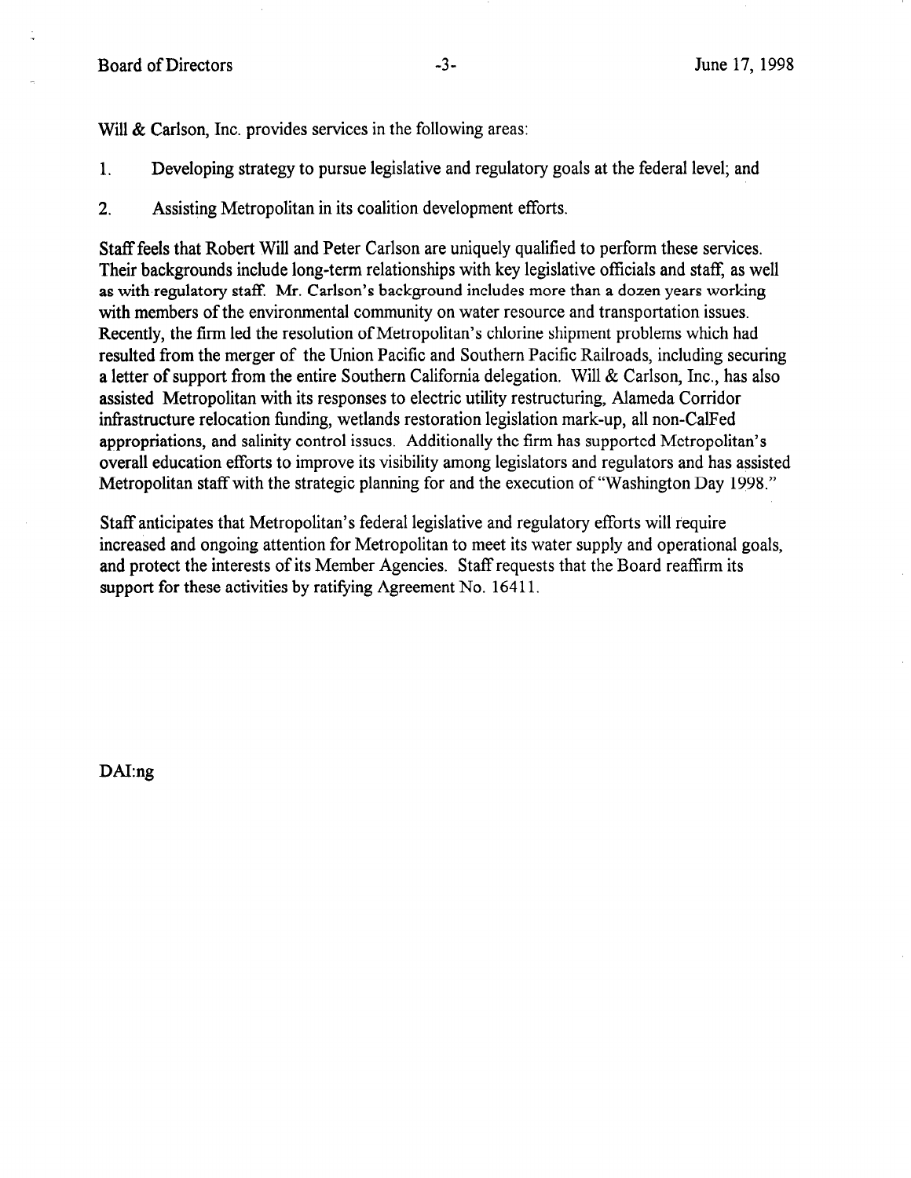Will & Carlson, Inc. provides services in the following areas:

1. Developing strategy to pursue legislative and regulatory goals at the federal level; and

2. Assisting Metropolitan in its coalition development efforts.

Staff feels that Robert Will and Peter Carlson are uniquely qualified to perform these services. Their backgrounds include long-term relationships with key legislative officials and staff, as well as with regulatory staff. Mr. Carlson's background includes more than a dozen years working with members of the environmental community on water resource and transportation issues. Recently, the firm led the resolution of Metropolitan's chlorine shipment problems which had resulted from the merger of the Union Pacific and Southern Pacific Railroads, including securing a letter of support from the entire Southern California delegation. Will & Carlson, Inc., has also assisted Metropolitan with its responses to electric utility restructuring, Alameda Corridor infrastructure relocation funding, wetlands restoration legislation mark-up, all non-CalFed appropriations, and salinity control issues. Additionally the firm has supported Metropolitan's overall education efforts to improve its visibility among legislators and regulators and has assisted Metropolitan staff with the strategic planning for and the execution of "Washington Day 1998."

Staff anticipates that Metropolitan's federal legislative and regulatory efforts will require increased and ongoing attention for Metropolitan to meet its water supply and operational goals, and protect the interests of its Member Agencies. Staff requests that the Board reaffirm its support for these activities by ratifying Agreement No. 16411.

DAI:ng